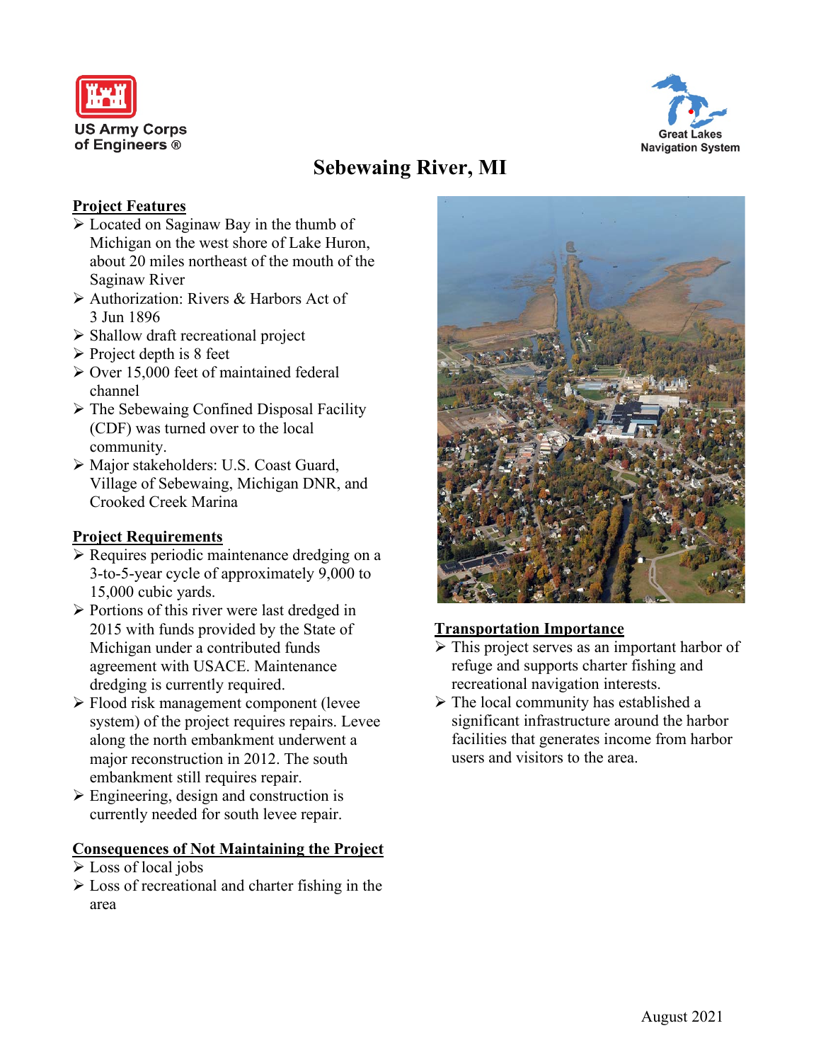US Army Corps of Engineers ®

Great Lakes Navigation System

# Sebewaing River, MI

## Project Features

- Located on Saginaw Bay in the thumb of Michigan on the west shore of Lake Huron, about 20 miles northeast of the mouth of the Saginaw River
- Authorization: Rivers & Harbors Act of 3 Jun 1896
- Shallow draft recreational project
- Project depth is 8 feet
- Over 15,000 feet of maintained federal channel
- The Sebewaing Confined Disposal Facility (CDF) was turned over to the local community.
- Major stakeholders: U.S. Coast Guard, Village of Sebewaing, Michigan DNR, and Crooked Creek Marina

## Project Requirements

- Requires periodic maintenance dredging on a 3-to-5-year cycle of approximately 9,000 to 15,000 cubic yards.
- Portions of this river were last dredged in 2015 with funds provided by the State of Michigan under a contributed funds agreement with USACE. Maintenance dredging is currently required.
- Flood risk management component (levee system) of the project requires repairs. Levee along the north embankment underwent a major reconstruction in 2012. The south embankment still requires repair.
- Engineering, design and construction is currently needed for south levee repair.

## Consequences of Not Maintaining the Project

- Loss of local jobs
- Loss of recreational and charter fishing in the area

## Transportation Importance

- This project serves as an important harbor of refuge and supports charter fishing and recreational navigation interests.
- The local community has established a significant infrastructure around the harbor facilities that generates income from harbor users and visitors to the area.

August 2021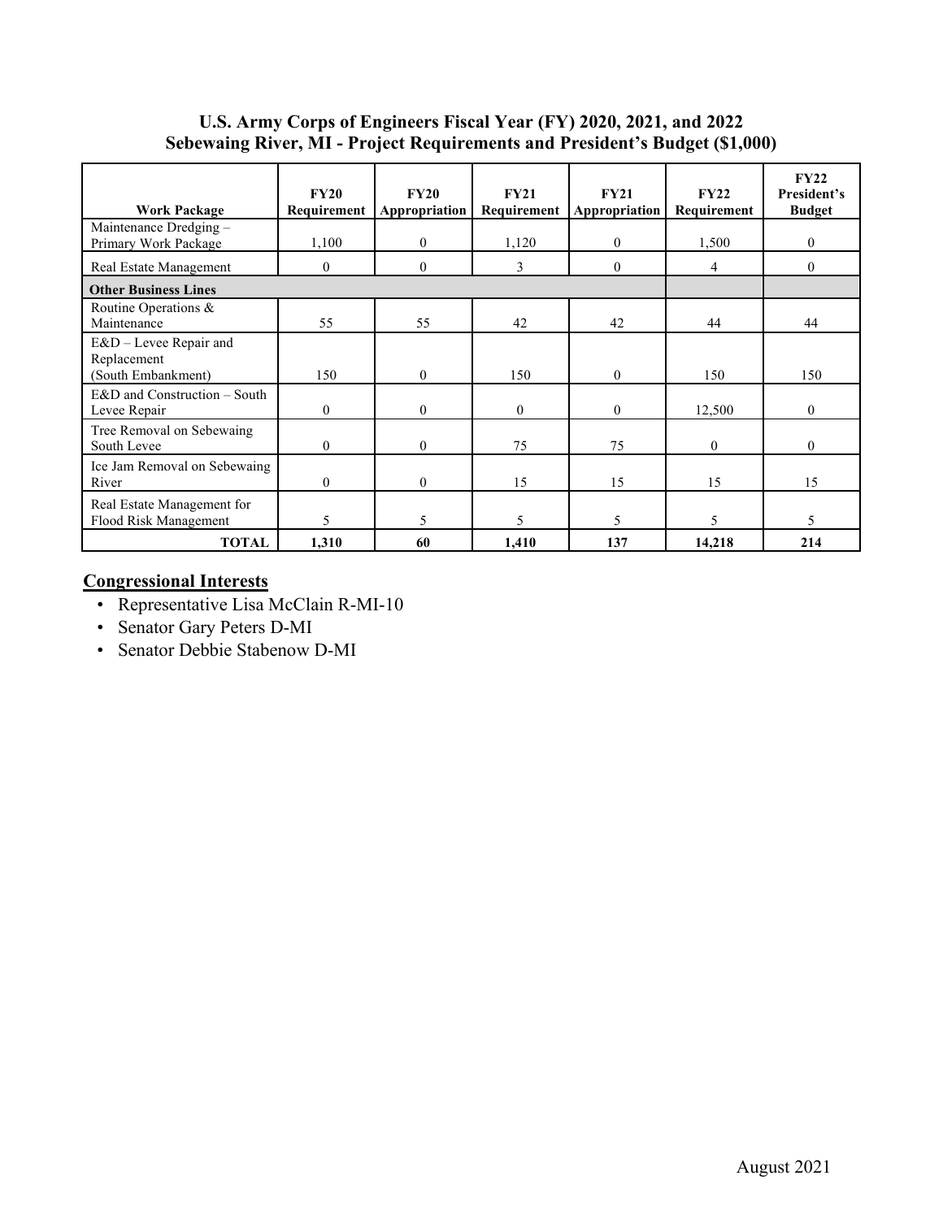## U.S. Army Corps of Engineers Fiscal Year (FY) 2020, 2021, and 2022 Sebewaing River, MI - Project Requirements and President's Budget ($1,000)

| Work Package | FY20 Requirement | FY20 Appropriation | FY21 Requirement | FY21 Appropriation | FY22 Requirement | FY22 President's Budget |
|---|---|---|---|---|---|---|
| Maintenance Dredging – Primary Work Package | 1,100 | 0 | 1,120 | 0 | 1,500 | 0 |
| Real Estate Management | 0 | 0 | 3 | 0 | 4 | 0 |
| **Other Business Lines** | | | | | | |
| Routine Operations & Maintenance | 55 | 55 | 42 | 42 | 44 | 44 |
| E&D – Levee Repair and Replacement (South Embankment) | 150 | 0 | 150 | 0 | 150 | 150 |
| E&D and Construction – South Levee Repair | 0 | 0 | 0 | 0 | 12,500 | 0 |
| Tree Removal on Sebewaing South Levee | 0 | 0 | 75 | 75 | 0 | 0 |
| Ice Jam Removal on Sebewaing River | 0 | 0 | 15 | 15 | 15 | 15 |
| Real Estate Management for Flood Risk Management | 5 | 5 | 5 | 5 | 5 | 5 |
| **TOTAL** | **1,310** | **60** | **1,410** | **137** | **14,218** | **214** |

### Congressional Interests

- Representative Lisa McClain R-MI-10
- Senator Gary Peters D-MI
- Senator Debbie Stabenow D-MI

August 2021